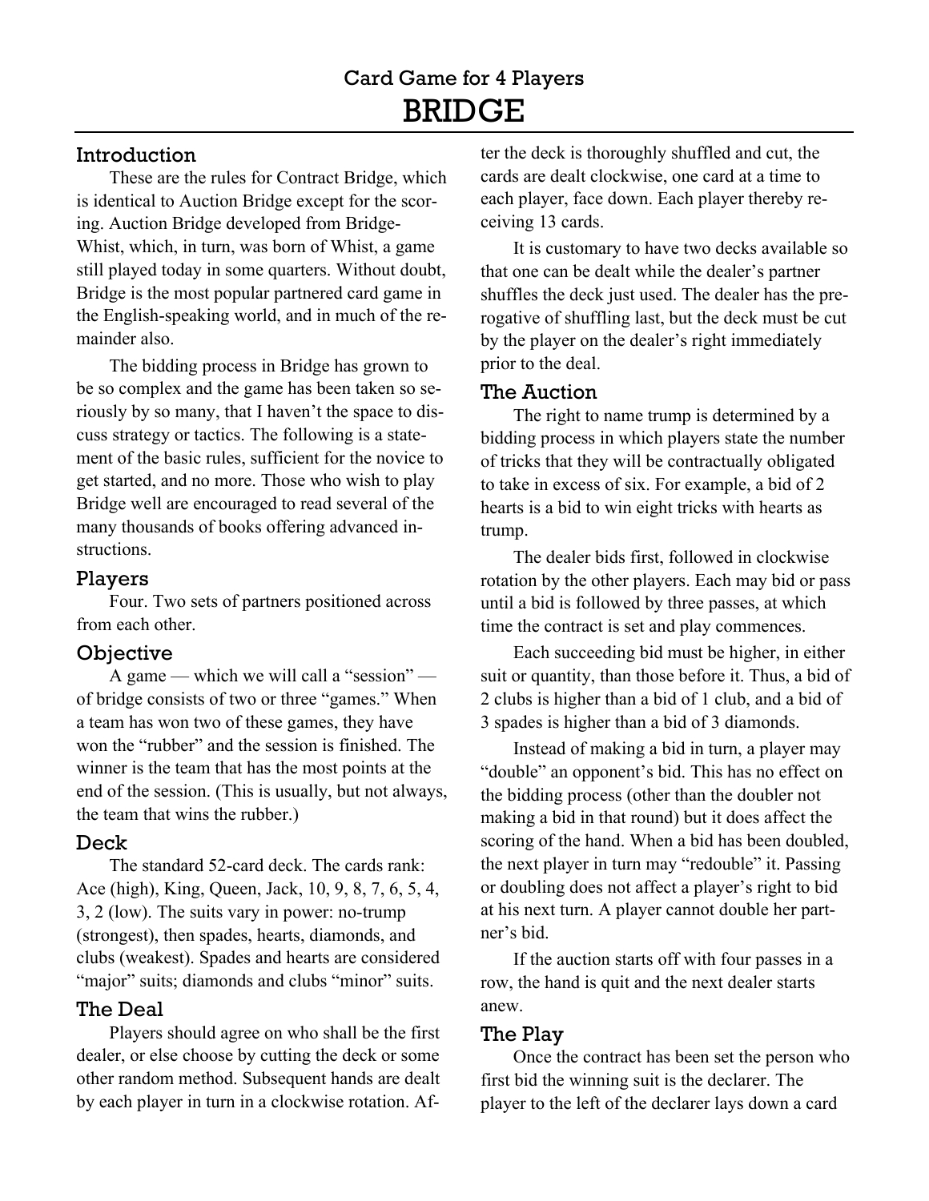Card Game for 4 Players

# BRIDGE

## Introduction

These are the rules for Contract Bridge, which is identical to Auction Bridge except for the scoring. Auction Bridge developed from Bridge-Whist, which, in turn, was born of Whist, a game still played today in some quarters. Without doubt, Bridge is the most popular partnered card game in the English-speaking world, and in much of the remainder also.

The bidding process in Bridge has grown to be so complex and the game has been taken so seriously by so many, that I haven't the space to discuss strategy or tactics. The following is a statement of the basic rules, sufficient for the novice to get started, and no more. Those who wish to play Bridge well are encouraged to read several of the many thousands of books offering advanced instructions.

## Players

Four. Two sets of partners positioned across from each other.

## Objective

A game — which we will call a "session" — of bridge consists of two or three "games." When a team has won two of these games, they have won the "rubber" and the session is finished. The winner is the team that has the most points at the end of the session. (This is usually, but not always, the team that wins the rubber.)

## Deck

The standard 52-card deck. The cards rank: Ace (high), King, Queen, Jack, 10, 9, 8, 7, 6, 5, 4, 3, 2 (low). The suits vary in power: no-trump (strongest), then spades, hearts, diamonds, and clubs (weakest). Spades and hearts are considered "major" suits; diamonds and clubs "minor" suits.

## The Deal

Players should agree on who shall be the first dealer, or else choose by cutting the deck or some other random method. Subsequent hands are dealt by each player in turn in a clockwise rotation. After the deck is thoroughly shuffled and cut, the cards are dealt clockwise, one card at a time to each player, face down. Each player thereby receiving 13 cards.

It is customary to have two decks available so that one can be dealt while the dealer's partner shuffles the deck just used. The dealer has the prerogative of shuffling last, but the deck must be cut by the player on the dealer's right immediately prior to the deal.

## The Auction

The right to name trump is determined by a bidding process in which players state the number of tricks that they will be contractually obligated to take in excess of six. For example, a bid of 2 hearts is a bid to win eight tricks with hearts as trump.

The dealer bids first, followed in clockwise rotation by the other players. Each may bid or pass until a bid is followed by three passes, at which time the contract is set and play commences.

Each succeeding bid must be higher, in either suit or quantity, than those before it. Thus, a bid of 2 clubs is higher than a bid of 1 club, and a bid of 3 spades is higher than a bid of 3 diamonds.

Instead of making a bid in turn, a player may "double" an opponent's bid. This has no effect on the bidding process (other than the doubler not making a bid in that round) but it does affect the scoring of the hand. When a bid has been doubled, the next player in turn may "redouble" it. Passing or doubling does not affect a player's right to bid at his next turn. A player cannot double her partner's bid.

If the auction starts off with four passes in a row, the hand is quit and the next dealer starts anew.

## The Play

Once the contract has been set the person who first bid the winning suit is the declarer. The player to the left of the declarer lays down a card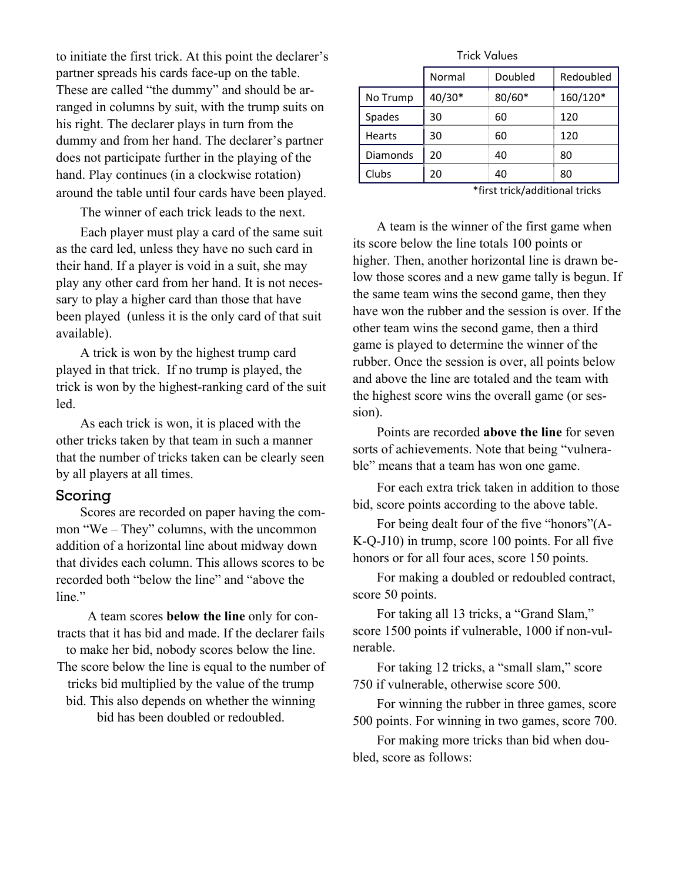to initiate the first trick. At this point the declarer's partner spreads his cards face-up on the table. These are called "the dummy" and should be arranged in columns by suit, with the trump suits on his right. The declarer plays in turn from the dummy and from her hand. The declarer's partner does not participate further in the playing of the hand. Play continues (in a clockwise rotation) around the table until four cards have been played.

The winner of each trick leads to the next.

Each player must play a card of the same suit as the card led, unless they have no such card in their hand. If a player is void in a suit, she may play any other card from her hand. It is not necessary to play a higher card than those that have been played (unless it is the only card of that suit available).

A trick is won by the highest trump card played in that trick. If no trump is played, the trick is won by the highest-ranking card of the suit led.

As each trick is won, it is placed with the other tricks taken by that team in such a manner that the number of tricks taken can be clearly seen by all players at all times.

## Scoring

Scores are recorded on paper having the common "We – They" columns, with the uncommon addition of a horizontal line about midway down that divides each column. This allows scores to be recorded both "below the line" and "above the line."

A team scores **below the line** only for contracts that it has bid and made. If the declarer fails to make her bid, nobody scores below the line. The score below the line is equal to the number of tricks bid multiplied by the value of the trump bid. This also depends on whether the winning bid has been doubled or redoubled.

Trick Values

| | Normal | Doubled | Redoubled |
|---|---|---|---|
| No Trump | 40/30* | 80/60* | 160/120* |
| Spades | 30 | 60 | 120 |
| Hearts | 30 | 60 | 120 |
| Diamonds | 20 | 40 | 80 |
| Clubs | 20 | 40 | 80 |

*first trick/additional tricks

A team is the winner of the first game when its score below the line totals 100 points or higher. Then, another horizontal line is drawn below those scores and a new game tally is begun. If the same team wins the second game, then they have won the rubber and the session is over. If the other team wins the second game, then a third game is played to determine the winner of the rubber. Once the session is over, all points below and above the line are totaled and the team with the highest score wins the overall game (or session).

Points are recorded **above the line** for seven sorts of achievements. Note that being "vulnerable" means that a team has won one game.

For each extra trick taken in addition to those bid, score points according to the above table.

For being dealt four of the five "honors"(A-K-Q-J10) in trump, score 100 points. For all five honors or for all four aces, score 150 points.

For making a doubled or redoubled contract, score 50 points.

For taking all 13 tricks, a "Grand Slam," score 1500 points if vulnerable, 1000 if non-vulnerable.

For taking 12 tricks, a "small slam," score 750 if vulnerable, otherwise score 500.

For winning the rubber in three games, score 500 points. For winning in two games, score 700.

For making more tricks than bid when doubled, score as follows: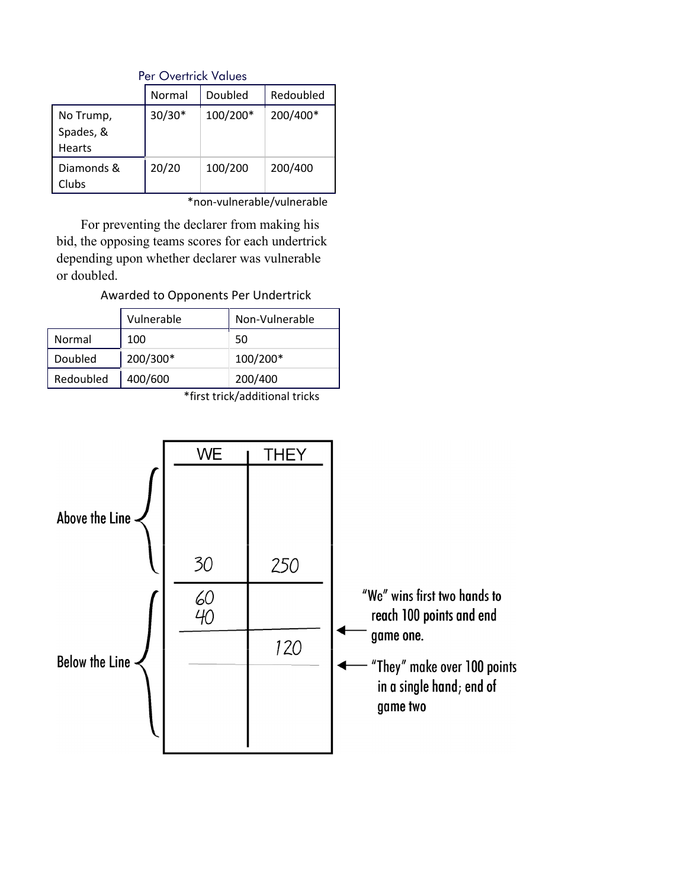Per Overtrick Values

| | Normal | Doubled | Redoubled |
|---|---|---|---|
| No Trump, Spades, & Hearts | 30/30* | 100/200* | 200/400* |
| Diamonds & Clubs | 20/20 | 100/200 | 200/400 |

*non-vulnerable/vulnerable

For preventing the declarer from making his bid, the opposing teams scores for each undertrick depending upon whether declarer was vulnerable or doubled.

Awarded to Opponents Per Undertrick

| | Vulnerable | Non-Vulnerable |
|---|---|---|
| Normal | 100 | 50 |
| Doubled | 200/300* | 100/200* |
| Redoubled | 400/600 | 200/400 |

*first trick/additional tricks

| | WE | THEY |
|---|---|---|
| Above the Line | 30 | 250 |
| Below the Line | 60<br>40 | |
| | | 120 |

"We" wins first two hands to reach 100 points and end game one.

"They" make over 100 points in a single hand; end of game two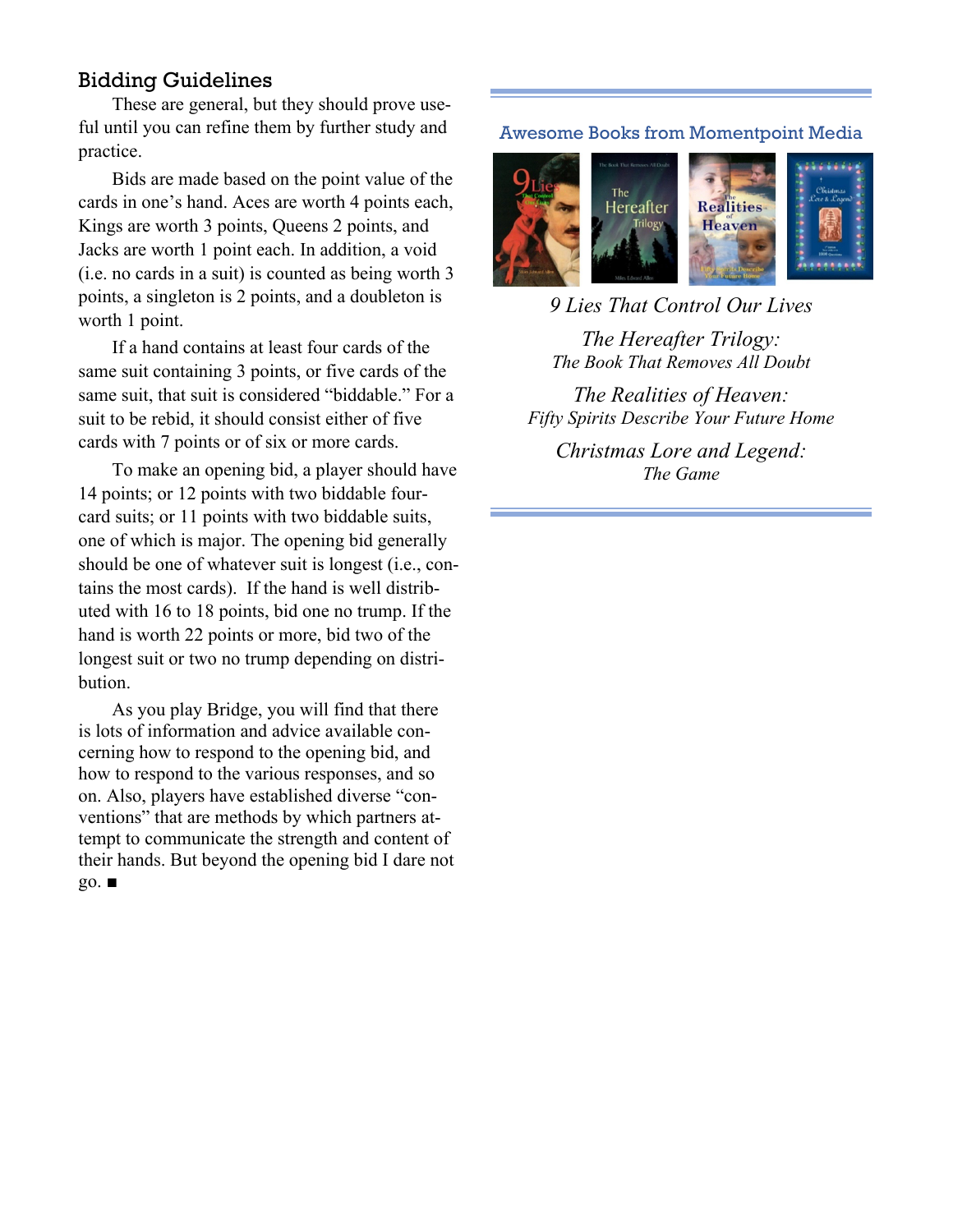## Bidding Guidelines

These are general, but they should prove useful until you can refine them by further study and practice.

Bids are made based on the point value of the cards in one's hand. Aces are worth 4 points each, Kings are worth 3 points, Queens 2 points, and Jacks are worth 1 point each. In addition, a void (i.e. no cards in a suit) is counted as being worth 3 points, a singleton is 2 points, and a doubleton is worth 1 point.

If a hand contains at least four cards of the same suit containing 3 points, or five cards of the same suit, that suit is considered "biddable." For a suit to be rebid, it should consist either of five cards with 7 points or of six or more cards.

To make an opening bid, a player should have 14 points; or 12 points with two biddable four-card suits; or 11 points with two biddable suits, one of which is major. The opening bid generally should be one of whatever suit is longest (i.e., contains the most cards). If the hand is well distributed with 16 to 18 points, bid one no trump. If the hand is worth 22 points or more, bid two of the longest suit or two no trump depending on distribution.

As you play Bridge, you will find that there is lots of information and advice available concerning how to respond to the opening bid, and how to respond to the various responses, and so on. Also, players have established diverse "conventions" that are methods by which partners attempt to communicate the strength and content of their hands. But beyond the opening bid I dare not go. ■

---

### Awesome Books from Momentpoint Media

*9 Lies That Control Our Lives*

*The Hereafter Trilogy:*
*The Book That Removes All Doubt*

*The Realities of Heaven:*
*Fifty Spirits Describe Your Future Home*

*Christmas Lore and Legend:*
*The Game*